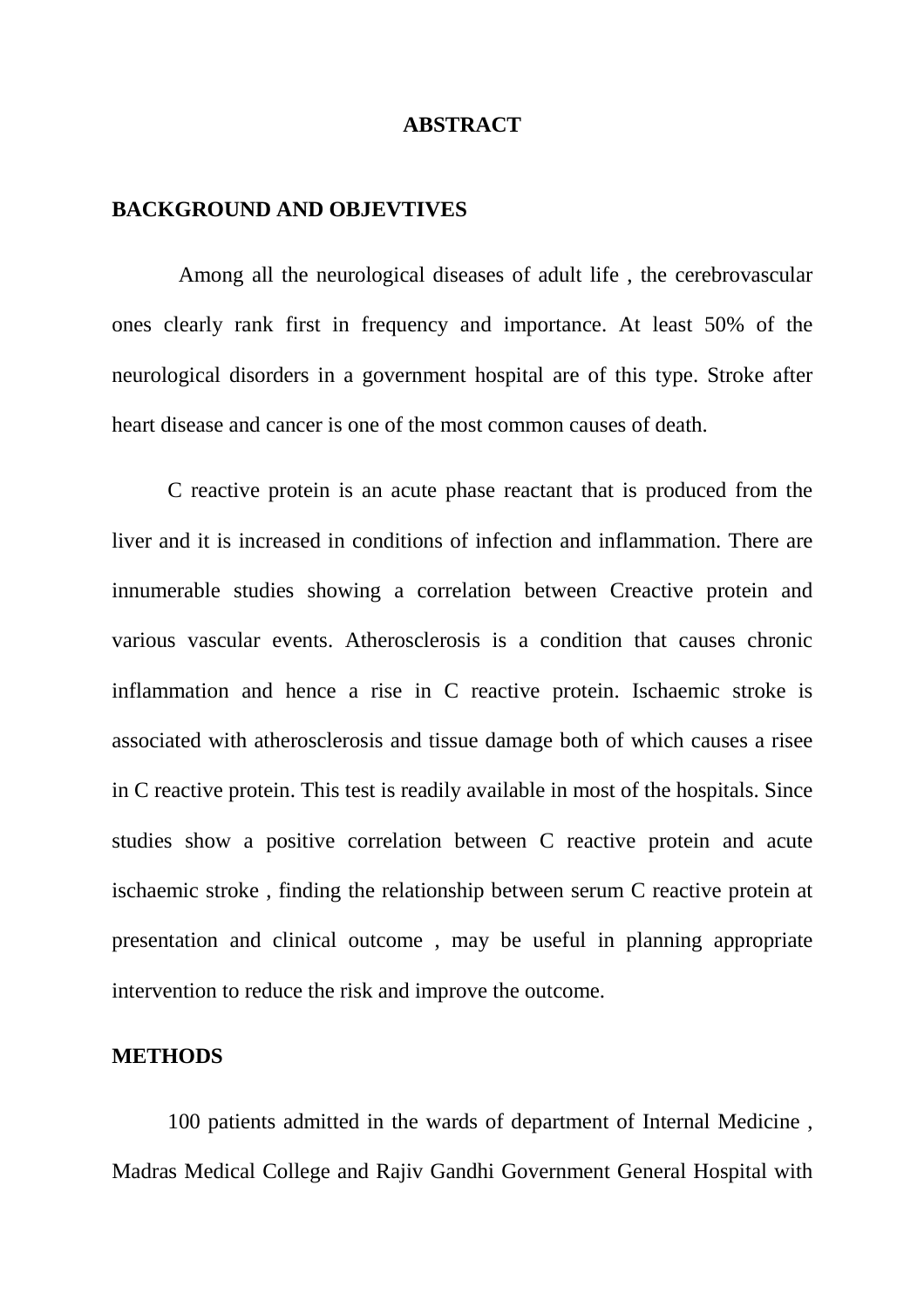# ABSTRACT

## BACKGROUND AND OBJEVTIVES

Among all the neurological diseases of adult life , the cerebrovascular ones clearly rank first in frequency and importance. At least 50% of the neurological disorders in a government hospital are of this type. Stroke after heart disease and cancer is one of the most common causes of death.

C reactive protein is an acute phase reactant that is produced from the liver and it is increased in conditions of infection and inflammation. There are innumerable studies showing a correlation between Creactive protein and various vascular events. Atherosclerosis is a condition that causes chronic inflammation and hence a rise in C reactive protein. Ischaemic stroke is associated with atherosclerosis and tissue damage both of which causes a risee in C reactive protein. This test is readily available in most of the hospitals. Since studies show a positive correlation between C reactive protein and acute ischaemic stroke , finding the relationship between serum C reactive protein at presentation and clinical outcome , may be useful in planning appropriate intervention to reduce the risk and improve the outcome.

## METHODS

100 patients admitted in the wards of department of Internal Medicine , Madras Medical College and Rajiv Gandhi Government General Hospital with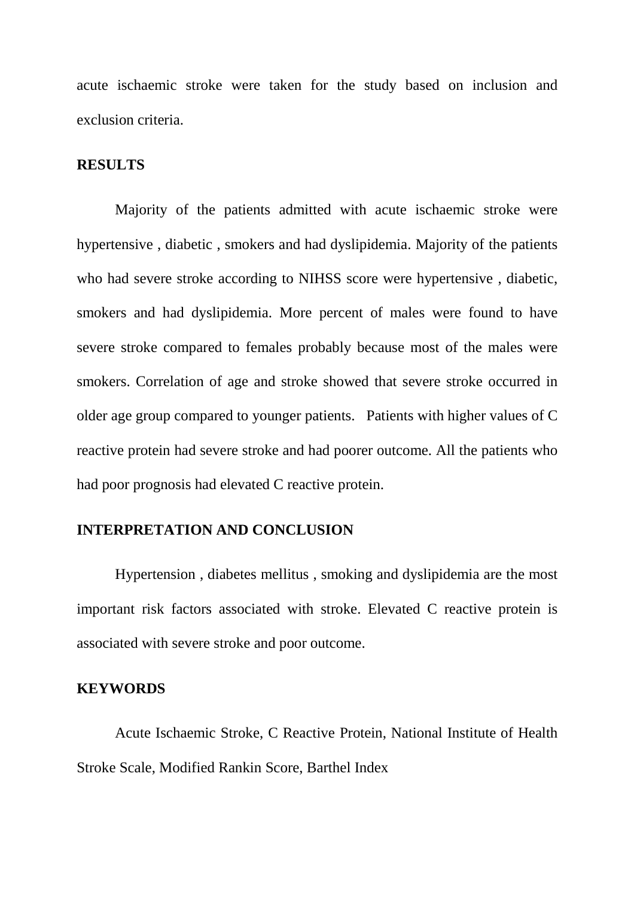acute ischaemic stroke were taken for the study based on inclusion and exclusion criteria.

**RESULTS**

Majority of the patients admitted with acute ischaemic stroke were hypertensive , diabetic , smokers and had dyslipidemia. Majority of the patients who had severe stroke according to NIHSS score were hypertensive , diabetic, smokers and had dyslipidemia. More percent of males were found to have severe stroke compared to females probably because most of the males were smokers. Correlation of age and stroke showed that severe stroke occurred in older age group compared to younger patients. Patients with higher values of C reactive protein had severe stroke and had poorer outcome. All the patients who had poor prognosis had elevated C reactive protein.

**INTERPRETATION AND CONCLUSION**

Hypertension , diabetes mellitus , smoking and dyslipidemia are the most important risk factors associated with stroke. Elevated C reactive protein is associated with severe stroke and poor outcome.

**KEYWORDS**

Acute Ischaemic Stroke, C Reactive Protein, National Institute of Health Stroke Scale, Modified Rankin Score, Barthel Index